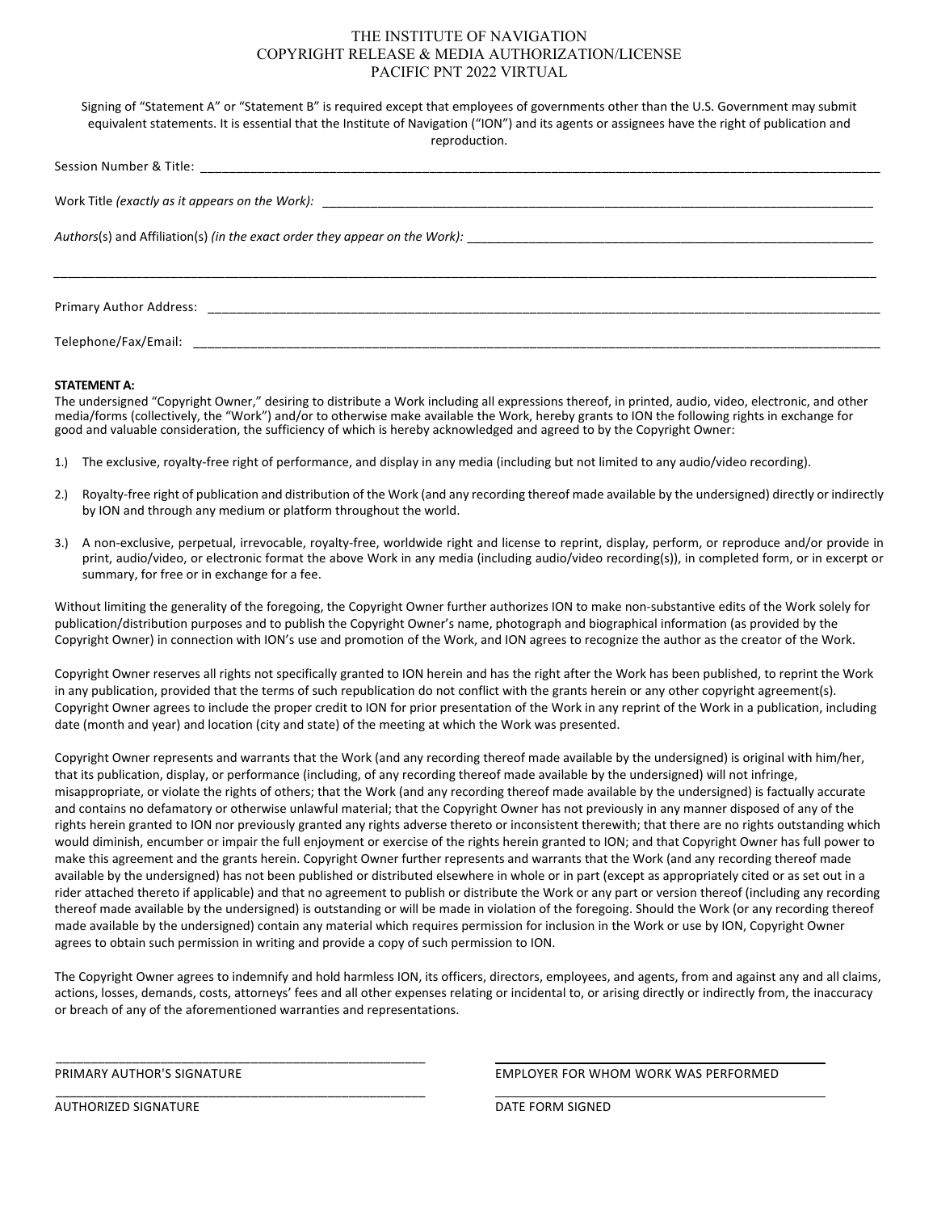# THE INSTITUTE OF NAVIGATION
## COPYRIGHT RELEASE & MEDIA AUTHORIZATION/LICENSE
## PACIFIC PNT 2022 VIRTUAL

Signing of "Statement A" or "Statement B" is required except that employees of governments other than the U.S. Government may submit equivalent statements. It is essential that the Institute of Navigation ("ION") and its agents or assignees have the right of publication and reproduction.

Session Number & Title: ______________________________________________________________________________

Work Title *(exactly as it appears on the Work):* ______________________________________________________________

*Authors*(s) and Affiliation(s) *(in the exact order they appear on the Work):* ____________________________________________

______________________________________________________________________________________________

Primary Author Address: ______________________________________________________________________________

Telephone/Fax/Email: ________________________________________________________________________________

**STATEMENT A:**

The undersigned "Copyright Owner," desiring to distribute a Work including all expressions thereof, in printed, audio, video, electronic, and other media/forms (collectively, the "Work") and/or to otherwise make available the Work, hereby grants to ION the following rights in exchange for good and valuable consideration, the sufficiency of which is hereby acknowledged and agreed to by the Copyright Owner:

1.) The exclusive, royalty-free right of performance, and display in any media (including but not limited to any audio/video recording).

2.) Royalty-free right of publication and distribution of the Work (and any recording thereof made available by the undersigned) directly or indirectly by ION and through any medium or platform throughout the world.

3.) A non-exclusive, perpetual, irrevocable, royalty-free, worldwide right and license to reprint, display, perform, or reproduce and/or provide in print, audio/video, or electronic format the above Work in any media (including audio/video recording(s)), in completed form, or in excerpt or summary, for free or in exchange for a fee.

Without limiting the generality of the foregoing, the Copyright Owner further authorizes ION to make non-substantive edits of the Work solely for publication/distribution purposes and to publish the Copyright Owner's name, photograph and biographical information (as provided by the Copyright Owner) in connection with ION's use and promotion of the Work, and ION agrees to recognize the author as the creator of the Work.

Copyright Owner reserves all rights not specifically granted to ION herein and has the right after the Work has been published, to reprint the Work in any publication, provided that the terms of such republication do not conflict with the grants herein or any other copyright agreement(s). Copyright Owner agrees to include the proper credit to ION for prior presentation of the Work in any reprint of the Work in a publication, including date (month and year) and location (city and state) of the meeting at which the Work was presented.

Copyright Owner represents and warrants that the Work (and any recording thereof made available by the undersigned) is original with him/her, that its publication, display, or performance (including, of any recording thereof made available by the undersigned) will not infringe, misappropriate, or violate the rights of others; that the Work (and any recording thereof made available by the undersigned) is factually accurate and contains no defamatory or otherwise unlawful material; that the Copyright Owner has not previously in any manner disposed of any of the rights herein granted to ION nor previously granted any rights adverse thereto or inconsistent therewith; that there are no rights outstanding which would diminish, encumber or impair the full enjoyment or exercise of the rights herein granted to ION; and that Copyright Owner has full power to make this agreement and the grants herein. Copyright Owner further represents and warrants that the Work (and any recording thereof made available by the undersigned) has not been published or distributed elsewhere in whole or in part (except as appropriately cited or as set out in a rider attached thereto if applicable) and that no agreement to publish or distribute the Work or any part or version thereof (including any recording thereof made available by the undersigned) is outstanding or will be made in violation of the foregoing. Should the Work (or any recording thereof made available by the undersigned) contain any material which requires permission for inclusion in the Work or use by ION, Copyright Owner agrees to obtain such permission in writing and provide a copy of such permission to ION.

The Copyright Owner agrees to indemnify and hold harmless ION, its officers, directors, employees, and agents, from and against any and all claims, actions, losses, demands, costs, attorneys' fees and all other expenses relating or incidental to, or arising directly or indirectly from, the inaccuracy or breach of any of the aforementioned warranties and representations.

| | |
|---|---|
| ______________________________ | ______________________________ |
| PRIMARY AUTHOR'S SIGNATURE | EMPLOYER FOR WHOM WORK WAS PERFORMED |
| ______________________________ | ______________________________ |
| AUTHORIZED SIGNATURE | DATE FORM SIGNED |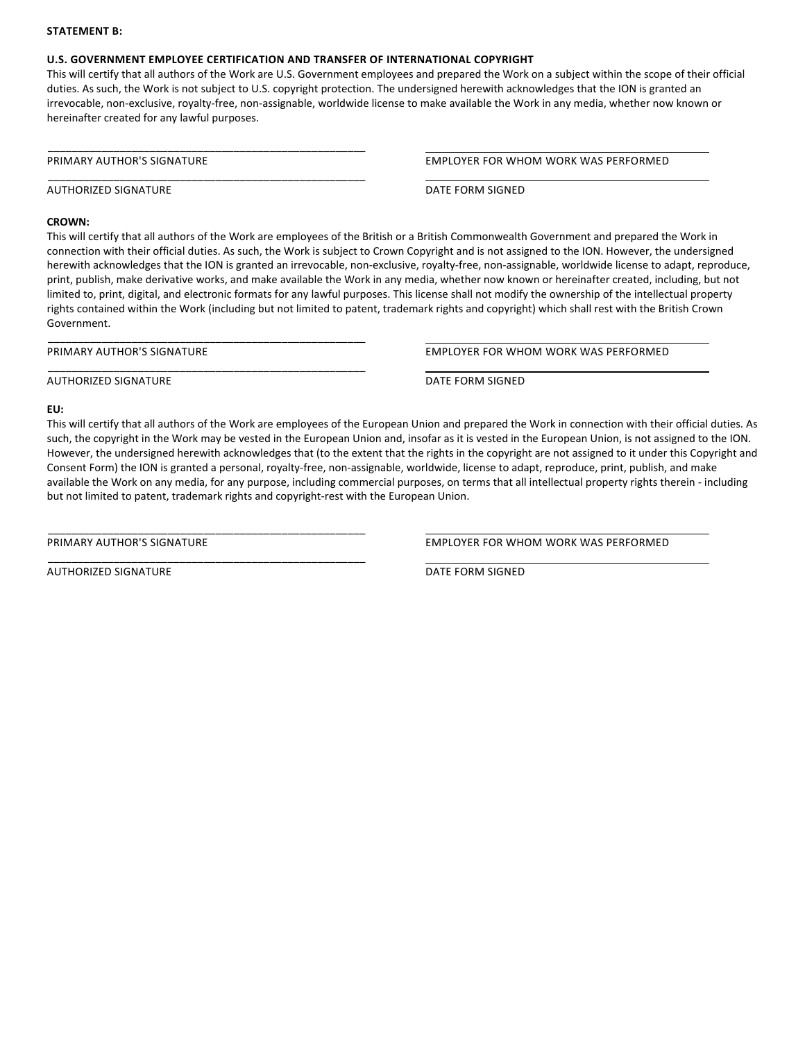**STATEMENT B:**

**U.S. GOVERNMENT EMPLOYEE CERTIFICATION AND TRANSFER OF INTERNATIONAL COPYRIGHT**

This will certify that all authors of the Work are U.S. Government employees and prepared the Work on a subject within the scope of their official duties. As such, the Work is not subject to U.S. copyright protection. The undersigned herewith acknowledges that the ION is granted an irrevocable, non-exclusive, royalty-free, non-assignable, worldwide license to make available the Work in any media, whether now known or hereinafter created for any lawful purposes.

______________________________________________________ ______________________________________________________

PRIMARY AUTHOR'S SIGNATURE EMPLOYER FOR WHOM WORK WAS PERFORMED

______________________________________________________ ______________________________________________________

AUTHORIZED SIGNATURE DATE FORM SIGNED

**CROWN:**

This will certify that all authors of the Work are employees of the British or a British Commonwealth Government and prepared the Work in connection with their official duties. As such, the Work is subject to Crown Copyright and is not assigned to the ION. However, the undersigned herewith acknowledges that the ION is granted an irrevocable, non-exclusive, royalty-free, non-assignable, worldwide license to adapt, reproduce, print, publish, make derivative works, and make available the Work in any media, whether now known or hereinafter created, including, but not limited to, print, digital, and electronic formats for any lawful purposes. This license shall not modify the ownership of the intellectual property rights contained within the Work (including but not limited to, patent, trademark rights and copyright) which shall rest with the British Crown Government.

______________________________________________________ ______________________________________________________

PRIMARY AUTHOR'S SIGNATURE EMPLOYER FOR WHOM WORK WAS PERFORMED

______________________________________________________ ______________________________________________________

AUTHORIZED SIGNATURE DATE FORM SIGNED

**EU:**

This will certify that all authors of the Work are employees of the European Union and prepared the Work in connection with their official duties. As such, the copyright in the Work may be vested in the European Union and, insofar as it is vested in the European Union, is not assigned to the ION. However, the undersigned herewith acknowledges that (to the extent that the rights in the copyright are not assigned to it under this Copyright and Consent Form) the ION is granted a personal, royalty-free, non-assignable, worldwide, license to adapt, reproduce, print, publish, and make available the Work on any media, for any purpose, including commercial purposes, on terms that all intellectual property rights therein - including but not limited to patent, trademark rights and copyright-rest with the European Union.

______________________________________________________ ______________________________________________________

PRIMARY AUTHOR'S SIGNATURE EMPLOYER FOR WHOM WORK WAS PERFORMED

______________________________________________________ ______________________________________________________

AUTHORIZED SIGNATURE DATE FORM SIGNED